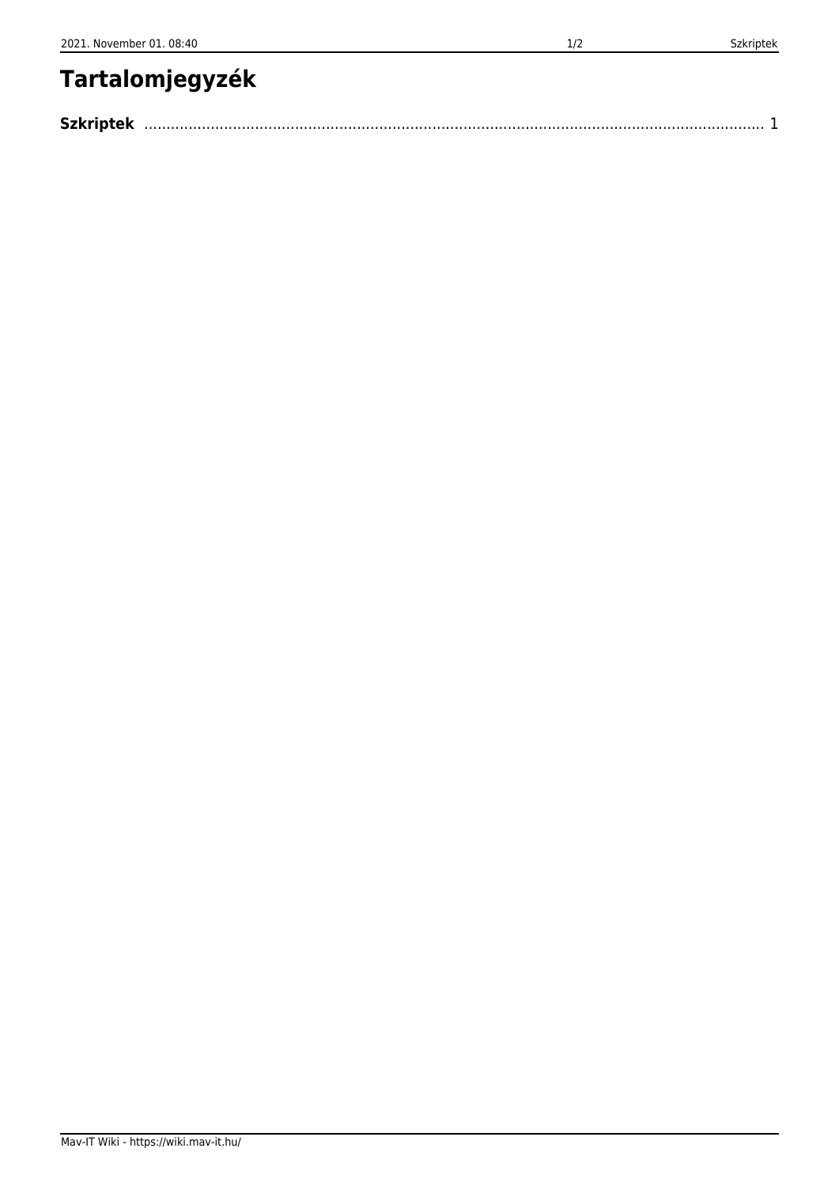# Tartalomjegyzék

**Szkriptek** ........................................................................................................................................ 1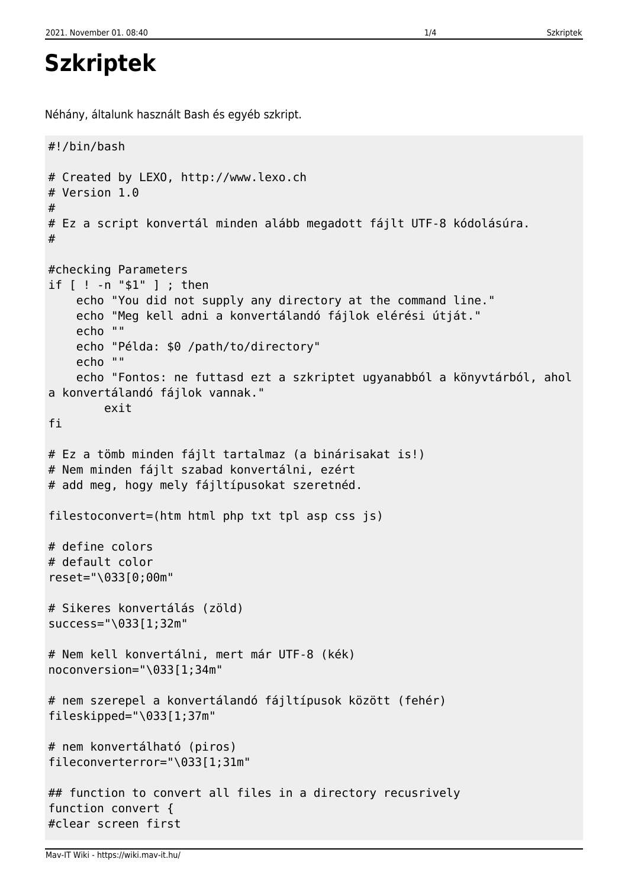# Szkriptek

Néhány, általunk használt Bash és egyéb szkript.

```
#!/bin/bash

# Created by LEXO, http://www.lexo.ch
# Version 1.0
#
# Ez a script konvertál minden alább megadott fájlt UTF-8 kódolásúra.
#

#checking Parameters
if [ ! -n "$1" ] ; then
    echo "You did not supply any directory at the command line."
    echo "Meg kell adni a konvertálandó fájlok elérési útját."
    echo ""
    echo "Példa: $0 /path/to/directory"
    echo ""
    echo "Fontos: ne futtasd ezt a szkriptet ugyanabból a könyvtárból, ahol
a konvertálandó fájlok vannak."
        exit
fi

# Ez a tömb minden fájlt tartalmaz (a binárisakat is!)
# Nem minden fájlt szabad konvertálni, ezért
# add meg, hogy mely fájltípusokat szeretnéd.

filestoconvert=(htm html php txt tpl asp css js)

# define colors
# default color
reset="\033[0;00m"

# Sikeres konvertálás (zöld)
success="\033[1;32m"

# Nem kell konvertálni, mert már UTF-8 (kék)
noconversion="\033[1;34m"

# nem szerepel a konvertálandó fájltípusok között (fehér)
fileskipped="\033[1;37m"

# nem konvertálható (piros)
fileconverterror="\033[1;31m"

## function to convert all files in a directory recusrively
function convert {
#clear screen first
```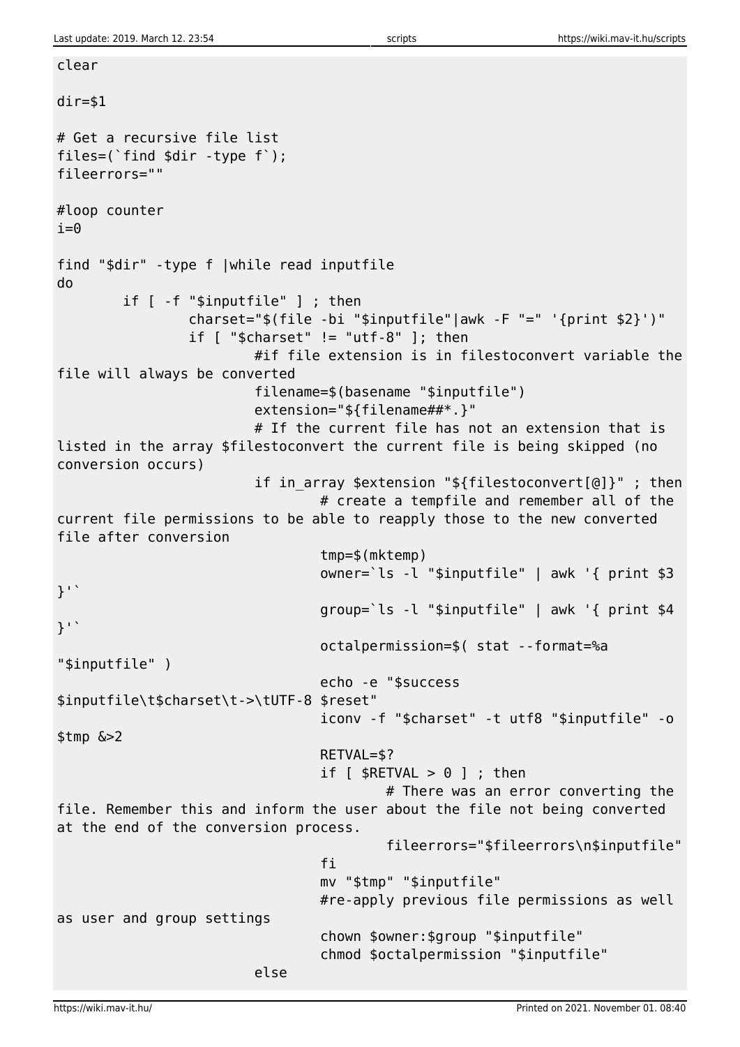```
clear

dir=$1

# Get a recursive file list
files=(`find $dir -type f`);
fileerrors=""

#loop counter
i=0

find "$dir" -type f |while read inputfile
do
        if [ -f "$inputfile" ] ; then
                charset="$(file -bi "$inputfile"|awk -F "=" '{print $2}')"
                if [ "$charset" != "utf-8" ]; then
                        #if file extension is in filestoconvert variable the
file will always be converted
                        filename=$(basename "$inputfile")
                        extension="${filename##*.}"
                        # If the current file has not an extension that is
listed in the array $filestoconvert the current file is being skipped (no
conversion occurs)
                        if in_array $extension "${filestoconvert[@]}" ; then
                                # create a tempfile and remember all of the
current file permissions to be able to reapply those to the new converted
file after conversion
                                tmp=$(mktemp)
                                owner=`ls -l "$inputfile" | awk '{ print $3
}'`
                                group=`ls -l "$inputfile" | awk '{ print $4
}'`
                                octalpermission=$( stat --format=%a
"$inputfile" )
                                echo -e "$success
$inputfile\t$charset\t->\tUTF-8 $reset"
                                iconv -f "$charset" -t utf8 "$inputfile" -o
$tmp &>2
                                RETVAL=$?
                                if [ $RETVAL > 0 ] ; then
                                        # There was an error converting the
file. Remember this and inform the user about the file not being converted
at the end of the conversion process.
                                        fileerrors="$fileerrors\n$inputfile"
                                fi
                                mv "$tmp" "$inputfile"
                                #re-apply previous file permissions as well
as user and group settings
                                chown $owner:$group "$inputfile"
                                chmod $octalpermission "$inputfile"
                        else
```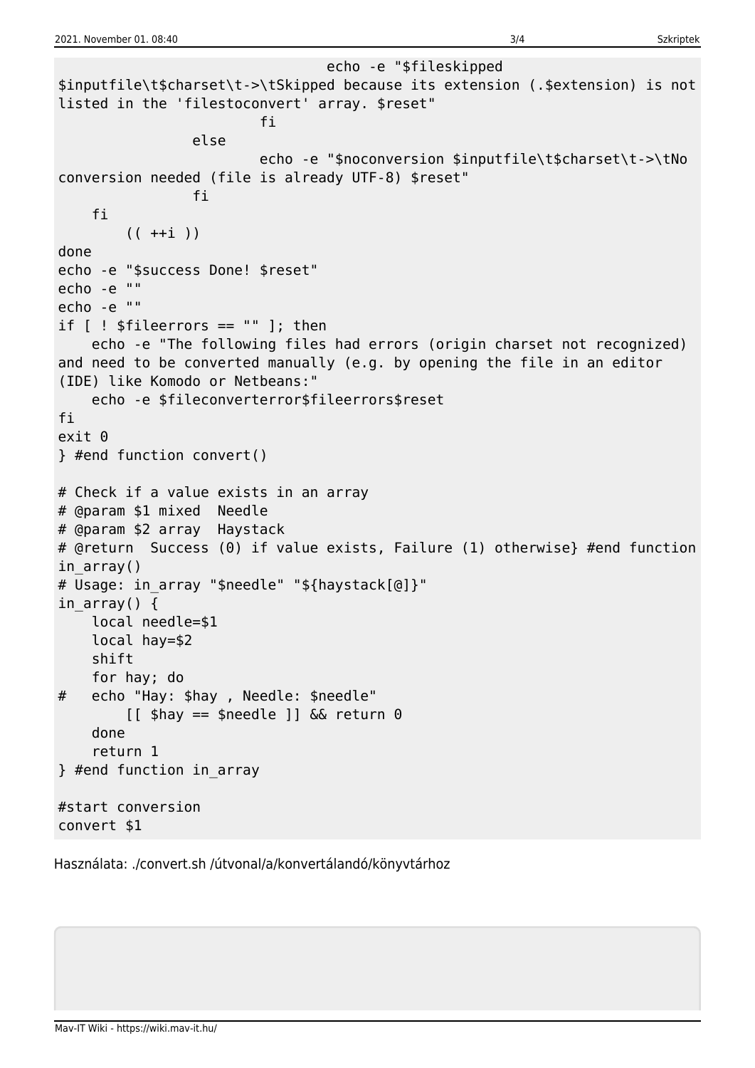```
                                echo -e "$fileskipped
$inputfile\t$charset\t->\tSkipped because its extension (.$extension) is not
listed in the 'filestoconvert' array. $reset"
                        fi
                else
                        echo -e "$noconversion $inputfile\t$charset\t->\tNo
conversion needed (file is already UTF-8) $reset"
                fi
    fi
        (( ++i ))
done
echo -e "$success Done! $reset"
echo -e ""
echo -e ""
if [ ! $fileerrors == "" ]; then
    echo -e "The following files had errors (origin charset not recognized)
and need to be converted manually (e.g. by opening the file in an editor
(IDE) like Komodo or Netbeans:"
    echo -e $fileconverterror$fileerrors$reset
fi
exit 0
} #end function convert()

# Check if a value exists in an array
# @param $1 mixed  Needle
# @param $2 array  Haystack
# @return  Success (0) if value exists, Failure (1) otherwise} #end function
in_array()
# Usage: in_array "$needle" "${haystack[@]}"
in_array() {
    local needle=$1
    local hay=$2
    shift
    for hay; do
#   echo "Hay: $hay , Needle: $needle"
        [[ $hay == $needle ]] && return 0
    done
    return 1
} #end function in_array

#start conversion
convert $1
```

Használata: ./convert.sh /útvonal/a/konvertálandó/könyvtárhoz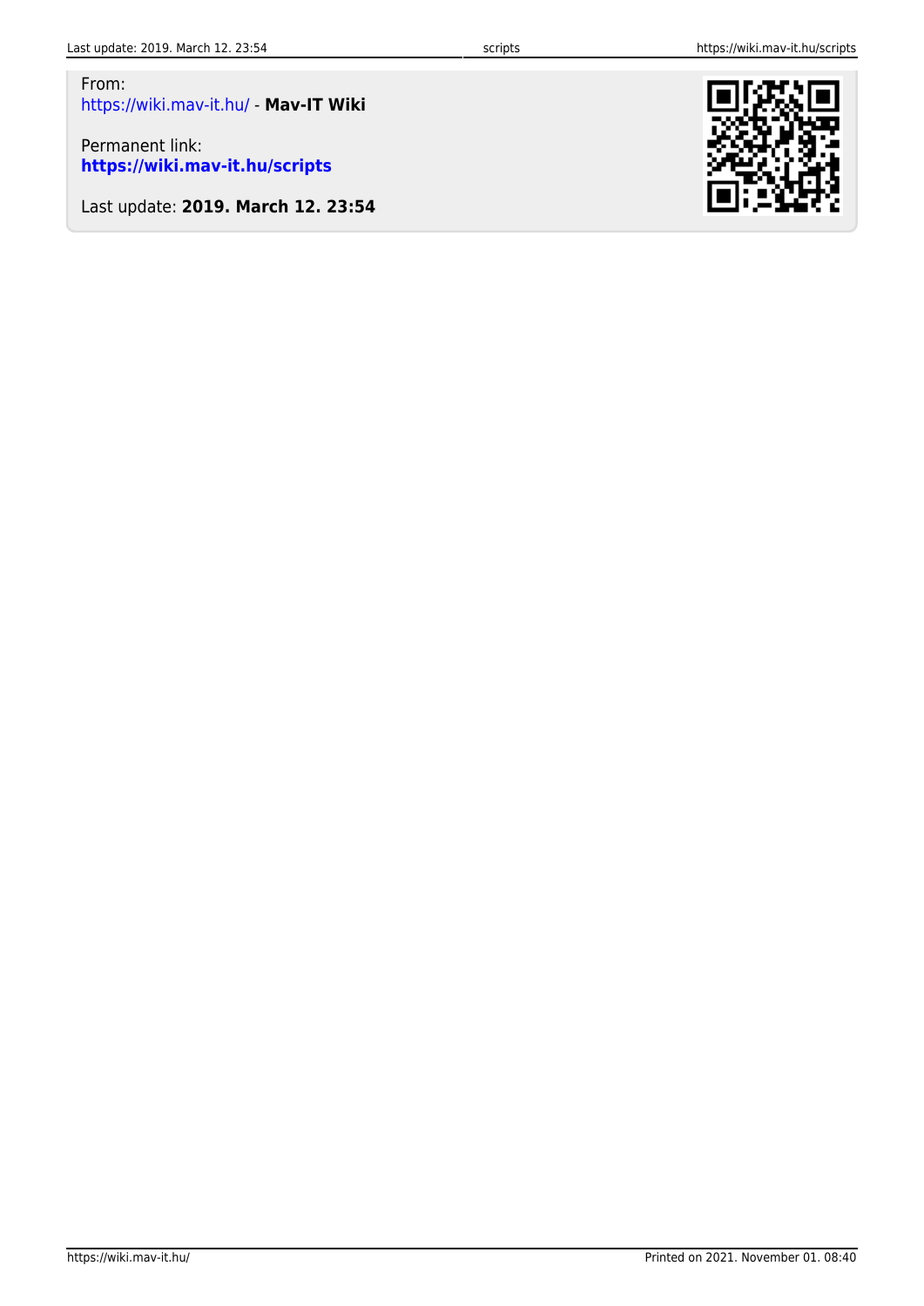From:
https://wiki.mav-it.hu/ - **Mav-IT Wiki**

Permanent link:
**https://wiki.mav-it.hu/scripts**

Last update: **2019. March 12. 23:54**